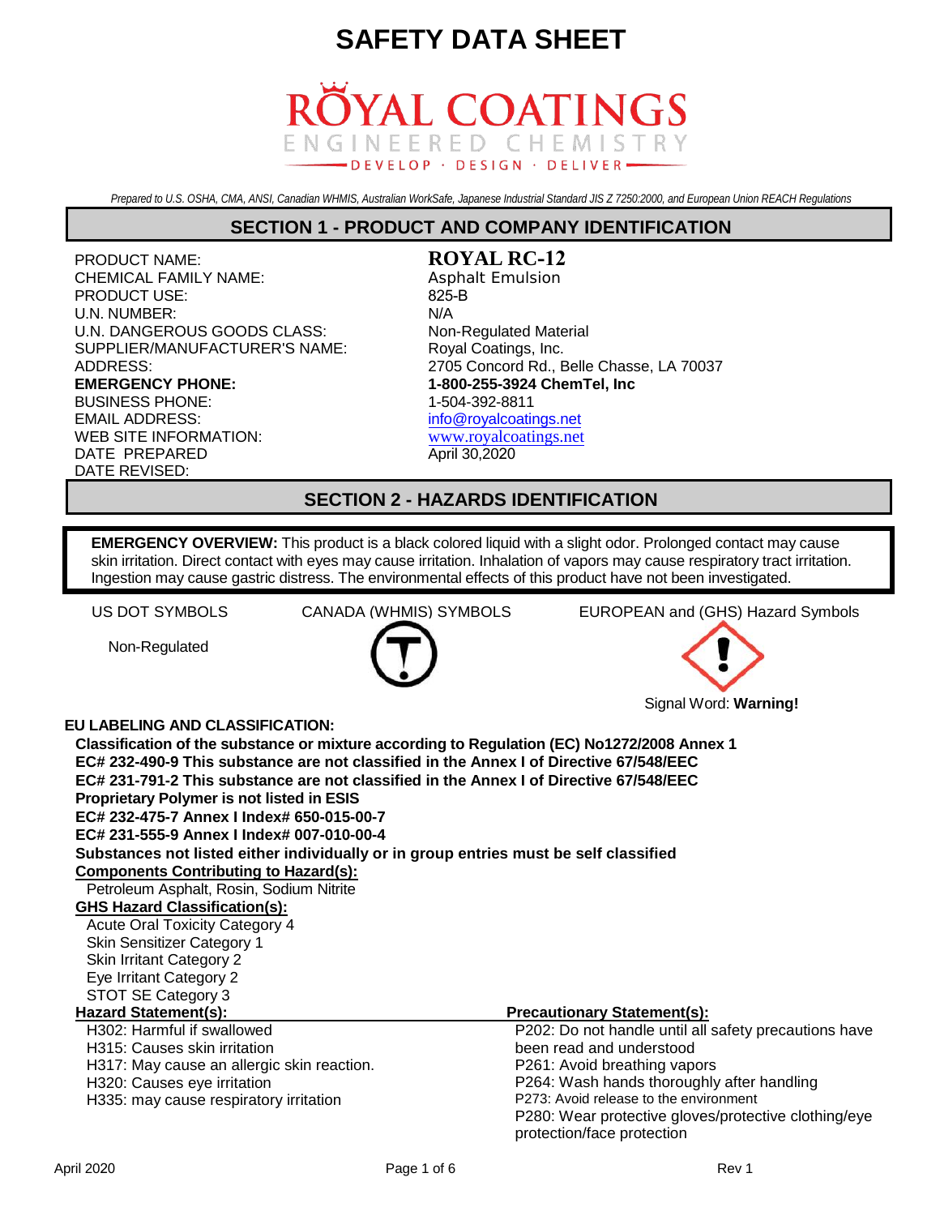# SAFETY DATA SHEET

ROYAL COATINGS
ENGINEERED CHEMISTRY
DEVELOP · DESIGN · DELIVER

*Prepared to U.S. OSHA, CMA, ANSI, Canadian WHMIS, Australian WorkSafe, Japanese Industrial Standard JIS Z 7250:2000, and European Union REACH Regulations*

## SECTION 1 - PRODUCT AND COMPANY IDENTIFICATION

| | |
|---|---|
| PRODUCT NAME: | **ROYAL RC-12** |
| CHEMICAL FAMILY NAME: | Asphalt Emulsion |
| PRODUCT USE: | 825-B |
| U.N. NUMBER: | N/A |
| U.N. DANGEROUS GOODS CLASS: | Non-Regulated Material |
| SUPPLIER/MANUFACTURER'S NAME: | Royal Coatings, Inc. |
| ADDRESS: | 2705 Concord Rd., Belle Chasse, LA 70037 |
| **EMERGENCY PHONE:** | **1-800-255-3924 ChemTel, Inc** |
| BUSINESS PHONE: | 1-504-392-8811 |
| EMAIL ADDRESS: | info@royalcoatings.net |
| WEB SITE INFORMATION: | www.royalcoatings.net |
| DATE PREPARED | April 30,2020 |
| DATE REVISED: | |

## SECTION 2 - HAZARDS IDENTIFICATION

**EMERGENCY OVERVIEW:** This product is a black colored liquid with a slight odor. Prolonged contact may cause skin irritation. Direct contact with eyes may cause irritation. Inhalation of vapors may cause respiratory tract irritation. Ingestion may cause gastric distress. The environmental effects of this product have not been investigated.

| US DOT SYMBOLS | CANADA (WHMIS) SYMBOLS | EUROPEAN and (GHS) Hazard Symbols |
|---|---|---|
| Non-Regulated | | Signal Word: **Warning!** |

**EU LABELING AND CLASSIFICATION:**

**Classification of the substance or mixture according to Regulation (EC) No1272/2008 Annex 1**
**EC# 232-490-9 This substance are not classified in the Annex I of Directive 67/548/EEC**
**EC# 231-791-2 This substance are not classified in the Annex I of Directive 67/548/EEC**
**Proprietary Polymer is not listed in ESIS**
**EC# 232-475-7 Annex I Index# 650-015-00-7**
**EC# 231-555-9 Annex I Index# 007-010-00-4**
**Substances not listed either individually or in group entries must be self classified**

**Components Contributing to Hazard(s):**

Petroleum Asphalt, Rosin, Sodium Nitrite

**GHS Hazard Classification(s):**

Acute Oral Toxicity Category 4
Skin Sensitizer Category 1
Skin Irritant Category 2
Eye Irritant Category 2
STOT SE Category 3

**Hazard Statement(s):**

H302: Harmful if swallowed
H315: Causes skin irritation
H317: May cause an allergic skin reaction.
H320: Causes eye irritation
H335: may cause respiratory irritation

**Precautionary Statement(s):**

P202: Do not handle until all safety precautions have been read and understood
P261: Avoid breathing vapors
P264: Wash hands thoroughly after handling
P273: Avoid release to the environment
P280: Wear protective gloves/protective clothing/eye protection/face protection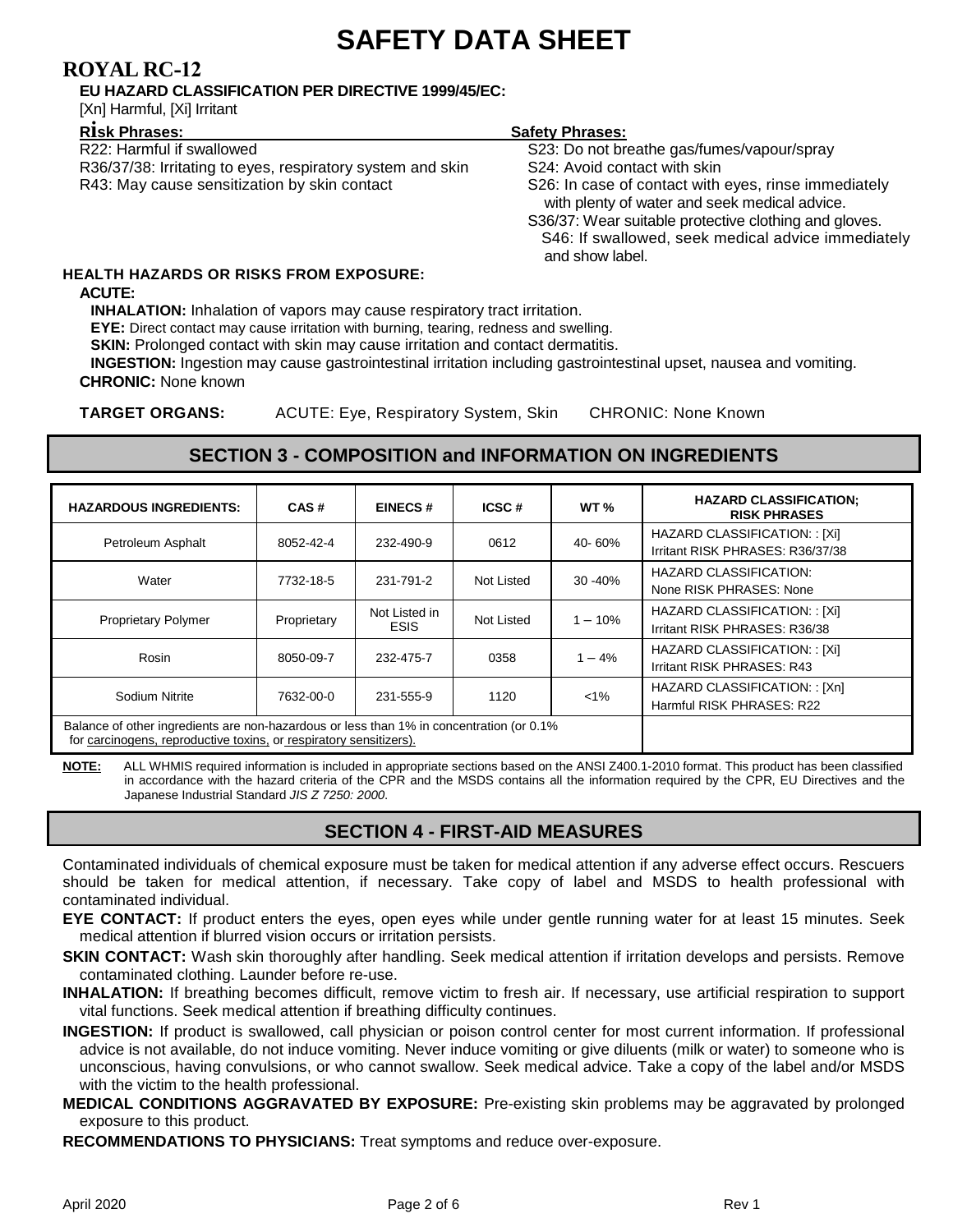# SAFETY DATA SHEET

## ROYAL RC-12

**EU HAZARD CLASSIFICATION PER DIRECTIVE 1999/45/EC:**

[Xn] Harmful, [Xi] Irritant

**Risk Phrases:**

R22: Harmful if swallowed

R36/37/38: Irritating to eyes, respiratory system and skin

R43: May cause sensitization by skin contact

**Safety Phrases:**

S23: Do not breathe gas/fumes/vapour/spray

S24: Avoid contact with skin

S26: In case of contact with eyes, rinse immediately with plenty of water and seek medical advice.

S36/37: Wear suitable protective clothing and gloves.

S46: If swallowed, seek medical advice immediately and show label.

**HEALTH HAZARDS OR RISKS FROM EXPOSURE:**

**ACUTE:**

**INHALATION:** Inhalation of vapors may cause respiratory tract irritation.

**EYE:** Direct contact may cause irritation with burning, tearing, redness and swelling.

**SKIN:** Prolonged contact with skin may cause irritation and contact dermatitis.

**INGESTION:** Ingestion may cause gastrointestinal irritation including gastrointestinal upset, nausea and vomiting.

**CHRONIC:** None known

**TARGET ORGANS:** ACUTE: Eye, Respiratory System, Skin CHRONIC: None Known

## SECTION 3 - COMPOSITION and INFORMATION ON INGREDIENTS

| HAZARDOUS INGREDIENTS: | CAS # | EINECS # | ICSC # | WT % | HAZARD CLASSIFICATION; RISK PHRASES |
|---|---|---|---|---|---|
| Petroleum Asphalt | 8052-42-4 | 232-490-9 | 0612 | 40- 60% | HAZARD CLASSIFICATION: : [Xi] Irritant RISK PHRASES: R36/37/38 |
| Water | 7732-18-5 | 231-791-2 | Not Listed | 30 -40% | HAZARD CLASSIFICATION: None RISK PHRASES: None |
| Proprietary Polymer | Proprietary | Not Listed in ESIS | Not Listed | 1 – 10% | HAZARD CLASSIFICATION: : [Xi] Irritant RISK PHRASES: R36/38 |
| Rosin | 8050-09-7 | 232-475-7 | 0358 | 1 – 4% | HAZARD CLASSIFICATION: : [Xi] Irritant RISK PHRASES: R43 |
| Sodium Nitrite | 7632-00-0 | 231-555-9 | 1120 | <1% | HAZARD CLASSIFICATION: : [Xn] Harmful RISK PHRASES: R22 |
| Balance of other ingredients are non-hazardous or less than 1% in concentration (or 0.1% for carcinogens, reproductive toxins, or respiratory sensitizers). | | | | | |

**NOTE:** ALL WHMIS required information is included in appropriate sections based on the ANSI Z400.1-2010 format. This product has been classified in accordance with the hazard criteria of the CPR and the MSDS contains all the information required by the CPR, EU Directives and the Japanese Industrial Standard *JIS Z 7250: 2000*.

## SECTION 4 - FIRST-AID MEASURES

Contaminated individuals of chemical exposure must be taken for medical attention if any adverse effect occurs. Rescuers should be taken for medical attention, if necessary. Take copy of label and MSDS to health professional with contaminated individual.

**EYE CONTACT:** If product enters the eyes, open eyes while under gentle running water for at least 15 minutes. Seek medical attention if blurred vision occurs or irritation persists.

**SKIN CONTACT:** Wash skin thoroughly after handling. Seek medical attention if irritation develops and persists. Remove contaminated clothing. Launder before re-use.

**INHALATION:** If breathing becomes difficult, remove victim to fresh air. If necessary, use artificial respiration to support vital functions. Seek medical attention if breathing difficulty continues.

**INGESTION:** If product is swallowed, call physician or poison control center for most current information. If professional advice is not available, do not induce vomiting. Never induce vomiting or give diluents (milk or water) to someone who is unconscious, having convulsions, or who cannot swallow. Seek medical advice. Take a copy of the label and/or MSDS with the victim to the health professional.

**MEDICAL CONDITIONS AGGRAVATED BY EXPOSURE:** Pre-existing skin problems may be aggravated by prolonged exposure to this product.

**RECOMMENDATIONS TO PHYSICIANS:** Treat symptoms and reduce over-exposure.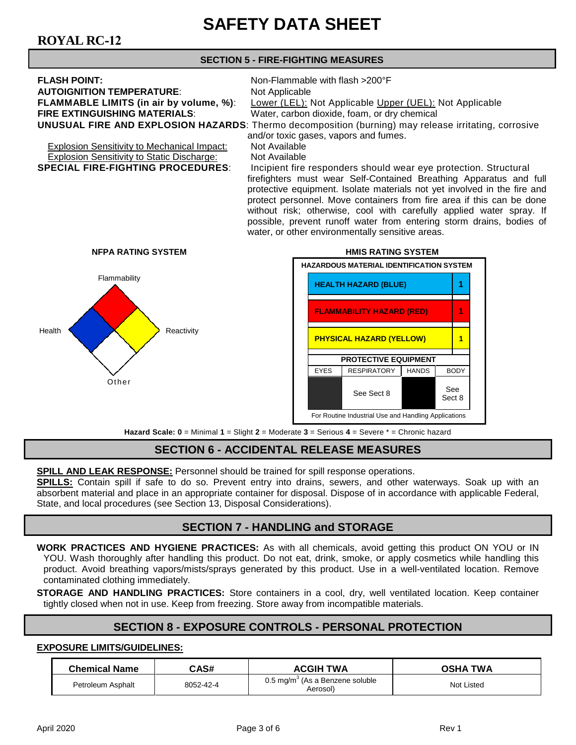# SAFETY DATA SHEET

## ROYAL RC-12

## SECTION 5 - FIRE-FIGHTING MEASURES

**FLASH POINT:** Non-Flammable with flash >200°F

**AUTOIGNITION TEMPERATURE**: Not Applicable

**FLAMMABLE LIMITS (in air by volume, %)**: Lower (LEL): Not Applicable Upper (UEL): Not Applicable

**FIRE EXTINGUISHING MATERIALS**: Water, carbon dioxide, foam, or dry chemical

**UNUSUAL FIRE AND EXPLOSION HAZARDS**: Thermo decomposition (burning) may release irritating, corrosive and/or toxic gases, vapors and fumes.

Explosion Sensitivity to Mechanical Impact: Not Available

Explosion Sensitivity to Static Discharge: Not Available

**SPECIAL FIRE-FIGHTING PROCEDURES**: Incipient fire responders should wear eye protection. Structural firefighters must wear Self-Contained Breathing Apparatus and full protective equipment. Isolate materials not yet involved in the fire and protect personnel. Move containers from fire area if this can be done without risk; otherwise, cool with carefully applied water spray. If possible, prevent runoff water from entering storm drains, bodies of water, or other environmentally sensitive areas.

**NFPA RATING SYSTEM**

Flammability: 
Health: 
Reactivity: 
Other: 

**HMIS RATING SYSTEM**

| HAZARDOUS MATERIAL IDENTIFICATION SYSTEM | |
|---|---|
| HEALTH HAZARD (BLUE) | 1 |
| FLAMMABILITY HAZARD (RED) | 1 |
| PHYSICAL HAZARD (YELLOW) | 1 |

| PROTECTIVE EQUIPMENT | | | |
|---|---|---|---|
| EYES | RESPIRATORY | HANDS | BODY |
| | See Sect 8 | | See Sect 8 |

For Routine Industrial Use and Handling Applications

**Hazard Scale: 0** = Minimal **1** = Slight **2** = Moderate **3** = Serious **4** = Severe * = Chronic hazard

## SECTION 6 - ACCIDENTAL RELEASE MEASURES

**SPILL AND LEAK RESPONSE:** Personnel should be trained for spill response operations.

**SPILLS:** Contain spill if safe to do so. Prevent entry into drains, sewers, and other waterways. Soak up with an absorbent material and place in an appropriate container for disposal. Dispose of in accordance with applicable Federal, State, and local procedures (see Section 13, Disposal Considerations).

## SECTION 7 - HANDLING and STORAGE

**WORK PRACTICES AND HYGIENE PRACTICES:** As with all chemicals, avoid getting this product ON YOU or IN YOU. Wash thoroughly after handling this product. Do not eat, drink, smoke, or apply cosmetics while handling this product. Avoid breathing vapors/mists/sprays generated by this product. Use in a well-ventilated location. Remove contaminated clothing immediately.

**STORAGE AND HANDLING PRACTICES:** Store containers in a cool, dry, well ventilated location. Keep container tightly closed when not in use. Keep from freezing. Store away from incompatible materials.

## SECTION 8 - EXPOSURE CONTROLS - PERSONAL PROTECTION

**EXPOSURE LIMITS/GUIDELINES:**

| Chemical Name | CAS# | ACGIH TWA | OSHA TWA |
|---|---|---|---|
| Petroleum Asphalt | 8052-42-4 | 0.5 mg/m$^3$ (As a Benzene soluble Aerosol) | Not Listed |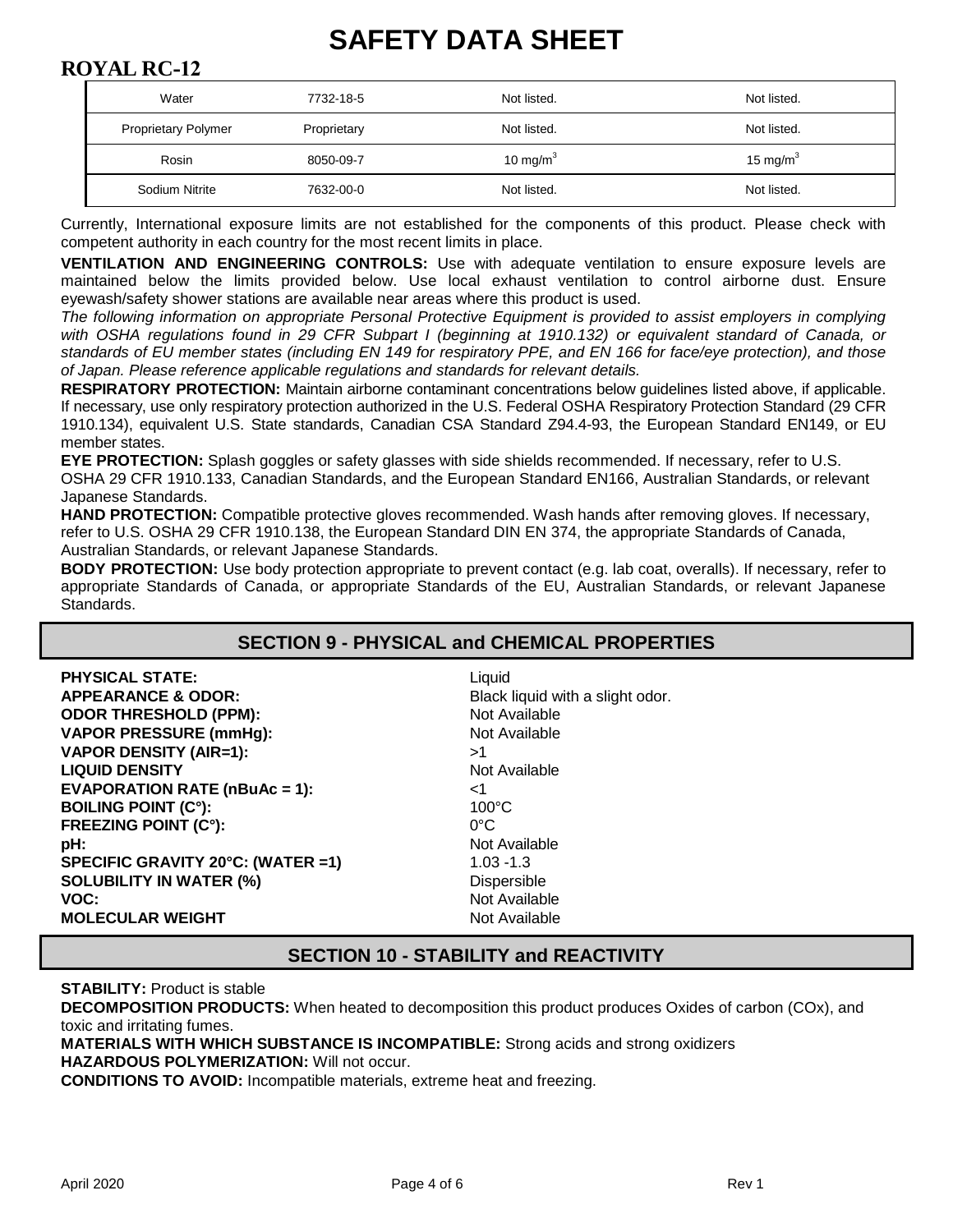# SAFETY DATA SHEET

## ROYAL RC-12

| | | | |
|---|---|---|---|
| Water | 7732-18-5 | Not listed. | Not listed. |
| Proprietary Polymer | Proprietary | Not listed. | Not listed. |
| Rosin | 8050-09-7 | 10 $mg/m^3$ | 15 $mg/m^3$ |
| Sodium Nitrite | 7632-00-0 | Not listed. | Not listed. |

Currently, International exposure limits are not established for the components of this product. Please check with competent authority in each country for the most recent limits in place.

**VENTILATION AND ENGINEERING CONTROLS:** Use with adequate ventilation to ensure exposure levels are maintained below the limits provided below. Use local exhaust ventilation to control airborne dust. Ensure eyewash/safety shower stations are available near areas where this product is used.

*The following information on appropriate Personal Protective Equipment is provided to assist employers in complying with OSHA regulations found in 29 CFR Subpart I (beginning at 1910.132) or equivalent standard of Canada, or standards of EU member states (including EN 149 for respiratory PPE, and EN 166 for face/eye protection), and those of Japan. Please reference applicable regulations and standards for relevant details.*

**RESPIRATORY PROTECTION:** Maintain airborne contaminant concentrations below guidelines listed above, if applicable. If necessary, use only respiratory protection authorized in the U.S. Federal OSHA Respiratory Protection Standard (29 CFR 1910.134), equivalent U.S. State standards, Canadian CSA Standard Z94.4-93, the European Standard EN149, or EU member states.

**EYE PROTECTION:** Splash goggles or safety glasses with side shields recommended. If necessary, refer to U.S. OSHA 29 CFR 1910.133, Canadian Standards, and the European Standard EN166, Australian Standards, or relevant Japanese Standards.

**HAND PROTECTION:** Compatible protective gloves recommended. Wash hands after removing gloves. If necessary, refer to U.S. OSHA 29 CFR 1910.138, the European Standard DIN EN 374, the appropriate Standards of Canada, Australian Standards, or relevant Japanese Standards.

**BODY PROTECTION:** Use body protection appropriate to prevent contact (e.g. lab coat, overalls). If necessary, refer to appropriate Standards of Canada, or appropriate Standards of the EU, Australian Standards, or relevant Japanese Standards.

## SECTION 9 - PHYSICAL and CHEMICAL PROPERTIES

| | |
|---|---|
| **PHYSICAL STATE:** | Liquid |
| **APPEARANCE & ODOR:** | Black liquid with a slight odor. |
| **ODOR THRESHOLD (PPM):** | Not Available |
| **VAPOR PRESSURE (mmHg):** | Not Available |
| **VAPOR DENSITY (AIR=1):** | >1 |
| **LIQUID DENSITY** | Not Available |
| **EVAPORATION RATE (nBuAc = 1):** | <1 |
| **BOILING POINT (C°):** | 100°C |
| **FREEZING POINT (C°):** | 0°C |
| **pH:** | Not Available |
| **SPECIFIC GRAVITY 20°C: (WATER =1)** | 1.03 -1.3 |
| **SOLUBILITY IN WATER (%)** | Dispersible |
| **VOC:** | Not Available |
| **MOLECULAR WEIGHT** | Not Available |

## SECTION 10 - STABILITY and REACTIVITY

**STABILITY:** Product is stable

**DECOMPOSITION PRODUCTS:** When heated to decomposition this product produces Oxides of carbon (COx), and toxic and irritating fumes.

**MATERIALS WITH WHICH SUBSTANCE IS INCOMPATIBLE:** Strong acids and strong oxidizers

**HAZARDOUS POLYMERIZATION:** Will not occur.

**CONDITIONS TO AVOID:** Incompatible materials, extreme heat and freezing.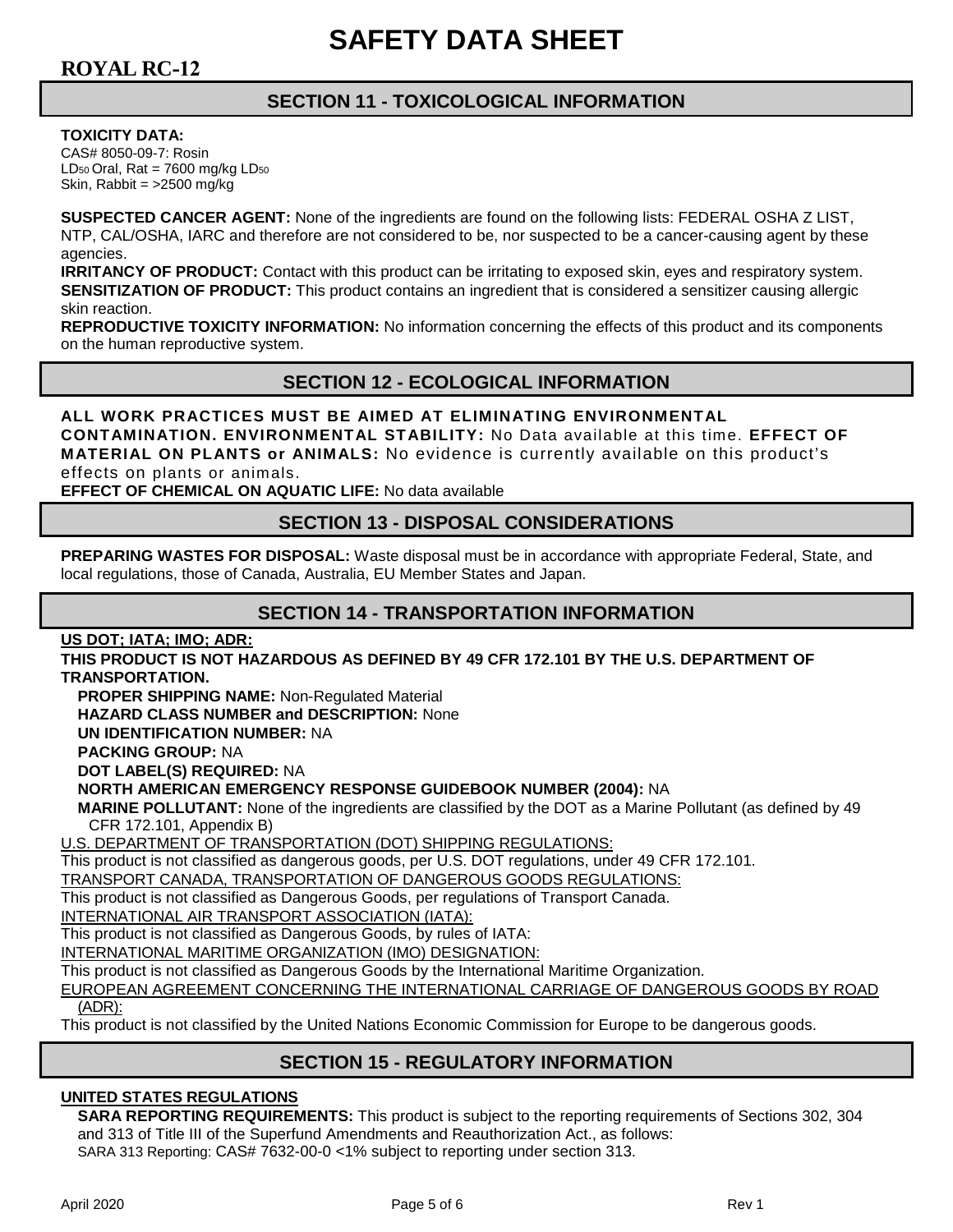# SAFETY DATA SHEET

## ROYAL RC-12

## SECTION 11 - TOXICOLOGICAL INFORMATION

**TOXICITY DATA:**
CAS# 8050-09-7: Rosin
$LD_{50}$ Oral, Rat = 7600 mg/kg $LD_{50}$
Skin, Rabbit = >2500 mg/kg

**SUSPECTED CANCER AGENT:** None of the ingredients are found on the following lists: FEDERAL OSHA Z LIST, NTP, CAL/OSHA, IARC and therefore are not considered to be, nor suspected to be a cancer-causing agent by these agencies.
**IRRITANCY OF PRODUCT:** Contact with this product can be irritating to exposed skin, eyes and respiratory system.
**SENSITIZATION OF PRODUCT:** This product contains an ingredient that is considered a sensitizer causing allergic skin reaction.
**REPRODUCTIVE TOXICITY INFORMATION:** No information concerning the effects of this product and its components on the human reproductive system.

## SECTION 12 - ECOLOGICAL INFORMATION

**ALL WORK PRACTICES MUST BE AIMED AT ELIMINATING ENVIRONMENTAL CONTAMINATION. ENVIRONMENTAL STABILITY:** No Data available at this time. **EFFECT OF MATERIAL ON PLANTS or ANIMALS:** No evidence is currently available on this product's effects on plants or animals.
**EFFECT OF CHEMICAL ON AQUATIC LIFE:** No data available

## SECTION 13 - DISPOSAL CONSIDERATIONS

**PREPARING WASTES FOR DISPOSAL:** Waste disposal must be in accordance with appropriate Federal, State, and local regulations, those of Canada, Australia, EU Member States and Japan.

## SECTION 14 - TRANSPORTATION INFORMATION

**US DOT; IATA; IMO; ADR:**
**THIS PRODUCT IS NOT HAZARDOUS AS DEFINED BY 49 CFR 172.101 BY THE U.S. DEPARTMENT OF TRANSPORTATION.**

**PROPER SHIPPING NAME:** Non-Regulated Material
**HAZARD CLASS NUMBER and DESCRIPTION:** None
**UN IDENTIFICATION NUMBER:** NA
**PACKING GROUP:** NA
**DOT LABEL(S) REQUIRED:** NA
**NORTH AMERICAN EMERGENCY RESPONSE GUIDEBOOK NUMBER (2004):** NA
**MARINE POLLUTANT:** None of the ingredients are classified by the DOT as a Marine Pollutant (as defined by 49 CFR 172.101, Appendix B)

U.S. DEPARTMENT OF TRANSPORTATION (DOT) SHIPPING REGULATIONS:
This product is not classified as dangerous goods, per U.S. DOT regulations, under 49 CFR 172.101.
TRANSPORT CANADA, TRANSPORTATION OF DANGEROUS GOODS REGULATIONS:
This product is not classified as Dangerous Goods, per regulations of Transport Canada.
INTERNATIONAL AIR TRANSPORT ASSOCIATION (IATA):
This product is not classified as Dangerous Goods, by rules of IATA:
INTERNATIONAL MARITIME ORGANIZATION (IMO) DESIGNATION:
This product is not classified as Dangerous Goods by the International Maritime Organization.
EUROPEAN AGREEMENT CONCERNING THE INTERNATIONAL CARRIAGE OF DANGEROUS GOODS BY ROAD (ADR):
This product is not classified by the United Nations Economic Commission for Europe to be dangerous goods.

## SECTION 15 - REGULATORY INFORMATION

**UNITED STATES REGULATIONS**

**SARA REPORTING REQUIREMENTS:** This product is subject to the reporting requirements of Sections 302, 304 and 313 of Title III of the Superfund Amendments and Reauthorization Act., as follows:
SARA 313 Reporting: CAS# 7632-00-0 <1% subject to reporting under section 313.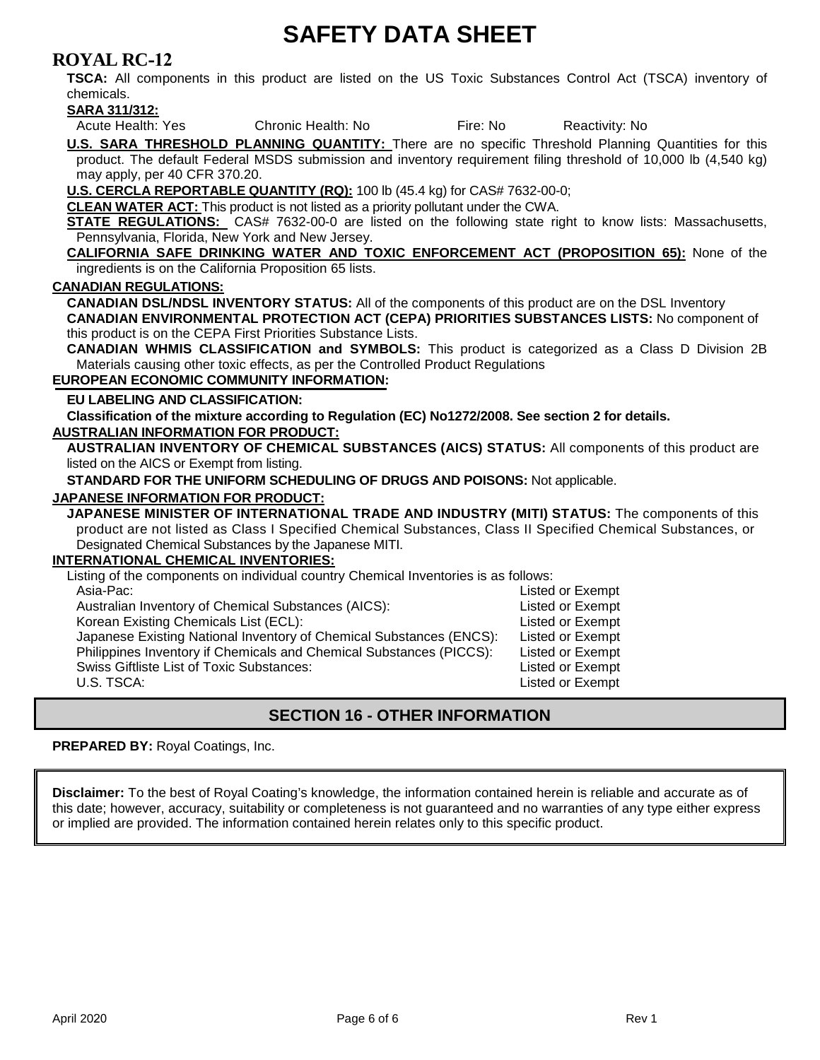# SAFETY DATA SHEET

## ROYAL RC-12

**TSCA:** All components in this product are listed on the US Toxic Substances Control Act (TSCA) inventory of chemicals.

**SARA 311/312:**

| | | | |
|---|---|---|---|
| Acute Health: Yes | Chronic Health: No | Fire: No | Reactivity: No |

**U.S. SARA THRESHOLD PLANNING QUANTITY:** There are no specific Threshold Planning Quantities for this product. The default Federal MSDS submission and inventory requirement filing threshold of 10,000 lb (4,540 kg) may apply, per 40 CFR 370.20.

**U.S. CERCLA REPORTABLE QUANTITY (RQ):** 100 lb (45.4 kg) for CAS# 7632-00-0;

**CLEAN WATER ACT:** This product is not listed as a priority pollutant under the CWA.

**STATE REGULATIONS:** CAS# 7632-00-0 are listed on the following state right to know lists: Massachusetts, Pennsylvania, Florida, New York and New Jersey.

**CALIFORNIA SAFE DRINKING WATER AND TOXIC ENFORCEMENT ACT (PROPOSITION 65):** None of the ingredients is on the California Proposition 65 lists.

**CANADIAN REGULATIONS:**

**CANADIAN DSL/NDSL INVENTORY STATUS:** All of the components of this product are on the DSL Inventory

**CANADIAN ENVIRONMENTAL PROTECTION ACT (CEPA) PRIORITIES SUBSTANCES LISTS:** No component of this product is on the CEPA First Priorities Substance Lists.

**CANADIAN WHMIS CLASSIFICATION and SYMBOLS:** This product is categorized as a Class D Division 2B Materials causing other toxic effects, as per the Controlled Product Regulations

**EUROPEAN ECONOMIC COMMUNITY INFORMATION:**

**EU LABELING AND CLASSIFICATION:**

**Classification of the mixture according to Regulation (EC) No1272/2008. See section 2 for details.**

**AUSTRALIAN INFORMATION FOR PRODUCT:**

**AUSTRALIAN INVENTORY OF CHEMICAL SUBSTANCES (AICS) STATUS:** All components of this product are listed on the AICS or Exempt from listing.

**STANDARD FOR THE UNIFORM SCHEDULING OF DRUGS AND POISONS:** Not applicable.

**JAPANESE INFORMATION FOR PRODUCT:**

**JAPANESE MINISTER OF INTERNATIONAL TRADE AND INDUSTRY (MITI) STATUS:** The components of this product are not listed as Class I Specified Chemical Substances, Class II Specified Chemical Substances, or Designated Chemical Substances by the Japanese MITI.

**INTERNATIONAL CHEMICAL INVENTORIES:**

Listing of the components on individual country Chemical Inventories is as follows:

| | |
|---|---|
| Asia-Pac: | Listed or Exempt |
| Australian Inventory of Chemical Substances (AICS): | Listed or Exempt |
| Korean Existing Chemicals List (ECL): | Listed or Exempt |
| Japanese Existing National Inventory of Chemical Substances (ENCS): | Listed or Exempt |
| Philippines Inventory if Chemicals and Chemical Substances (PICCS): | Listed or Exempt |
| Swiss Giftliste List of Toxic Substances: | Listed or Exempt |
| U.S. TSCA: | Listed or Exempt |

## SECTION 16 - OTHER INFORMATION

**PREPARED BY:** Royal Coatings, Inc.

**Disclaimer:** To the best of Royal Coating's knowledge, the information contained herein is reliable and accurate as of this date; however, accuracy, suitability or completeness is not guaranteed and no warranties of any type either express or implied are provided. The information contained herein relates only to this specific product.

April 2020 Rev 1